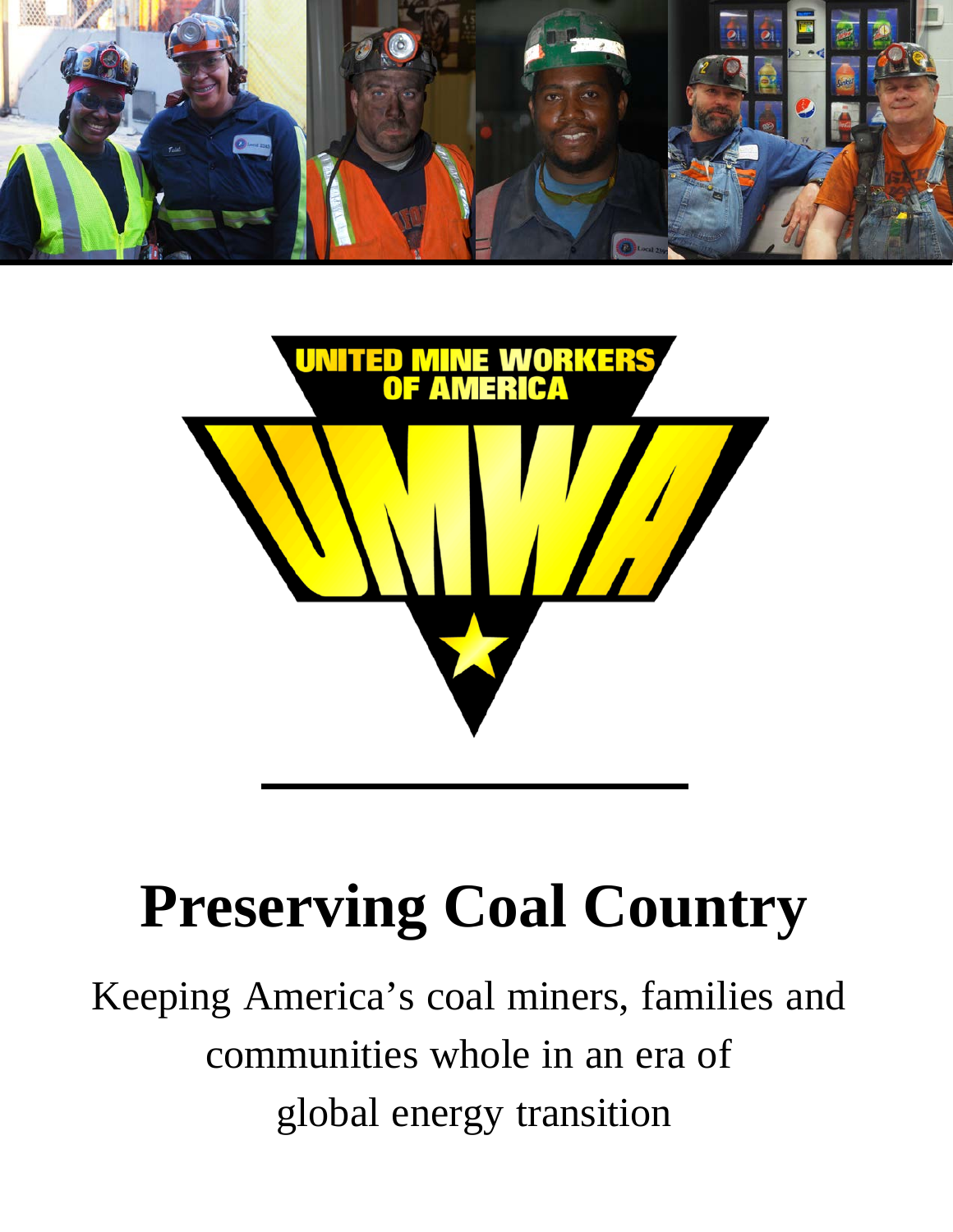# Preserving Coal Country

Keeping America's coal miners, families and communities whole in an era of global energy transition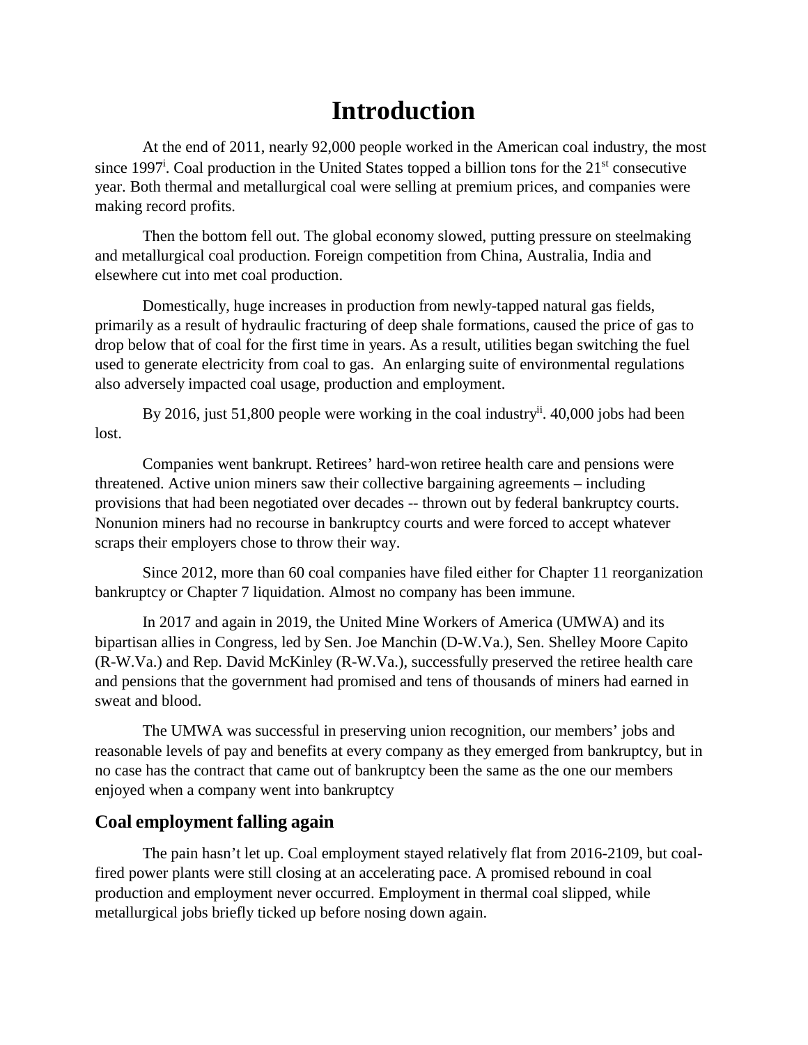# Introduction

At the end of 2011, nearly 92,000 people worked in the American coal industry, the most since 1997[i]. Coal production in the United States topped a billion tons for the 21st consecutive year. Both thermal and metallurgical coal were selling at premium prices, and companies were making record profits.

Then the bottom fell out. The global economy slowed, putting pressure on steelmaking and metallurgical coal production. Foreign competition from China, Australia, India and elsewhere cut into met coal production.

Domestically, huge increases in production from newly-tapped natural gas fields, primarily as a result of hydraulic fracturing of deep shale formations, caused the price of gas to drop below that of coal for the first time in years. As a result, utilities began switching the fuel used to generate electricity from coal to gas. An enlarging suite of environmental regulations also adversely impacted coal usage, production and employment.

By 2016, just 51,800 people were working in the coal industry[ii]. 40,000 jobs had been lost.

Companies went bankrupt. Retirees' hard-won retiree health care and pensions were threatened. Active union miners saw their collective bargaining agreements – including provisions that had been negotiated over decades -- thrown out by federal bankruptcy courts. Nonunion miners had no recourse in bankruptcy courts and were forced to accept whatever scraps their employers chose to throw their way.

Since 2012, more than 60 coal companies have filed either for Chapter 11 reorganization bankruptcy or Chapter 7 liquidation. Almost no company has been immune.

In 2017 and again in 2019, the United Mine Workers of America (UMWA) and its bipartisan allies in Congress, led by Sen. Joe Manchin (D-W.Va.), Sen. Shelley Moore Capito (R-W.Va.) and Rep. David McKinley (R-W.Va.), successfully preserved the retiree health care and pensions that the government had promised and tens of thousands of miners had earned in sweat and blood.

The UMWA was successful in preserving union recognition, our members' jobs and reasonable levels of pay and benefits at every company as they emerged from bankruptcy, but in no case has the contract that came out of bankruptcy been the same as the one our members enjoyed when a company went into bankruptcy

## Coal employment falling again

The pain hasn't let up. Coal employment stayed relatively flat from 2016-2109, but coal-fired power plants were still closing at an accelerating pace. A promised rebound in coal production and employment never occurred. Employment in thermal coal slipped, while metallurgical jobs briefly ticked up before nosing down again.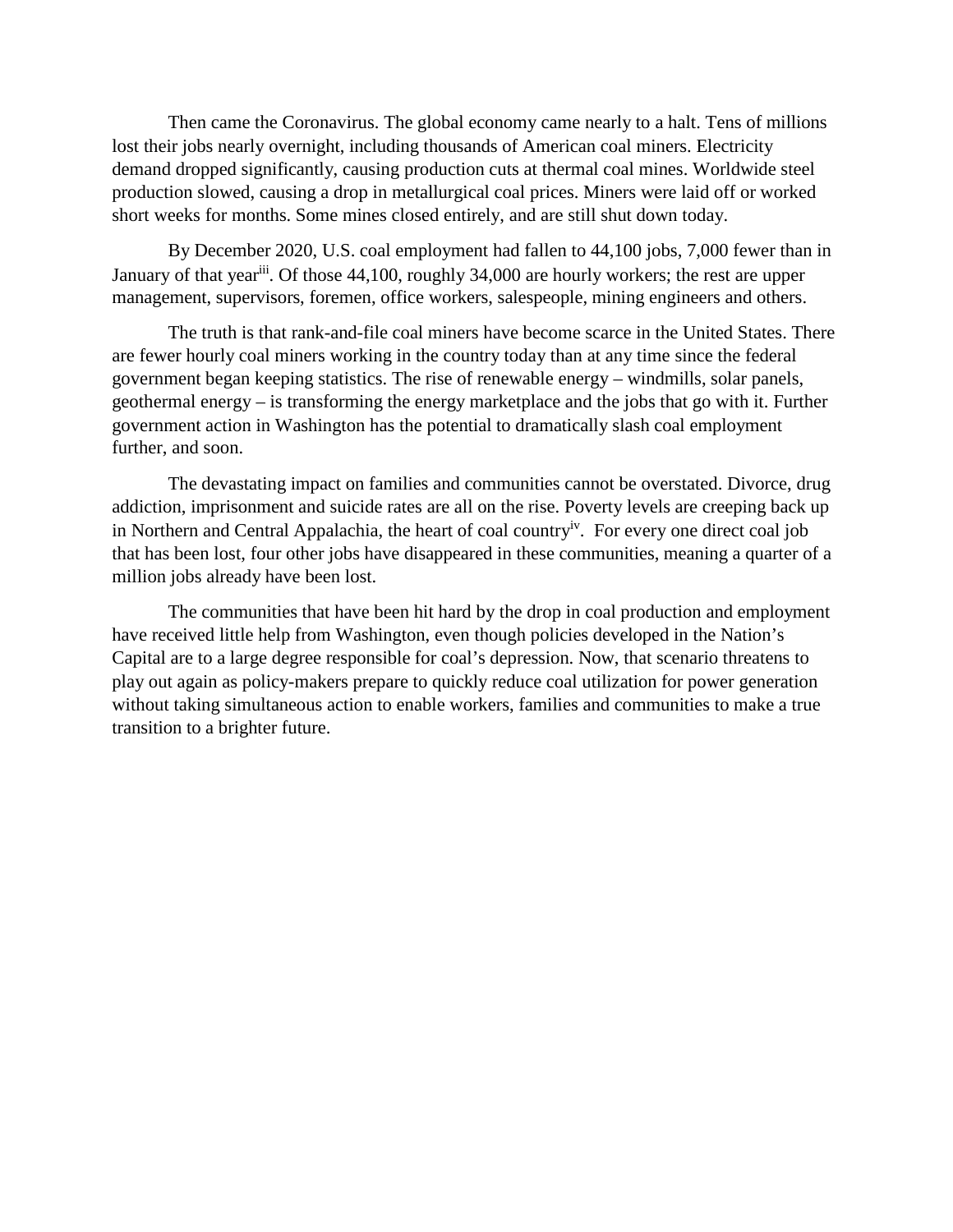Then came the Coronavirus. The global economy came nearly to a halt. Tens of millions lost their jobs nearly overnight, including thousands of American coal miners. Electricity demand dropped significantly, causing production cuts at thermal coal mines. Worldwide steel production slowed, causing a drop in metallurgical coal prices. Miners were laid off or worked short weeks for months. Some mines closed entirely, and are still shut down today.

By December 2020, U.S. coal employment had fallen to 44,100 jobs, 7,000 fewer than in January of that year[iii]. Of those 44,100, roughly 34,000 are hourly workers; the rest are upper management, supervisors, foremen, office workers, salespeople, mining engineers and others.

The truth is that rank-and-file coal miners have become scarce in the United States. There are fewer hourly coal miners working in the country today than at any time since the federal government began keeping statistics. The rise of renewable energy – windmills, solar panels, geothermal energy – is transforming the energy marketplace and the jobs that go with it. Further government action in Washington has the potential to dramatically slash coal employment further, and soon.

The devastating impact on families and communities cannot be overstated. Divorce, drug addiction, imprisonment and suicide rates are all on the rise. Poverty levels are creeping back up in Northern and Central Appalachia, the heart of coal country[iv]. For every one direct coal job that has been lost, four other jobs have disappeared in these communities, meaning a quarter of a million jobs already have been lost.

The communities that have been hit hard by the drop in coal production and employment have received little help from Washington, even though policies developed in the Nation's Capital are to a large degree responsible for coal's depression. Now, that scenario threatens to play out again as policy-makers prepare to quickly reduce coal utilization for power generation without taking simultaneous action to enable workers, families and communities to make a true transition to a brighter future.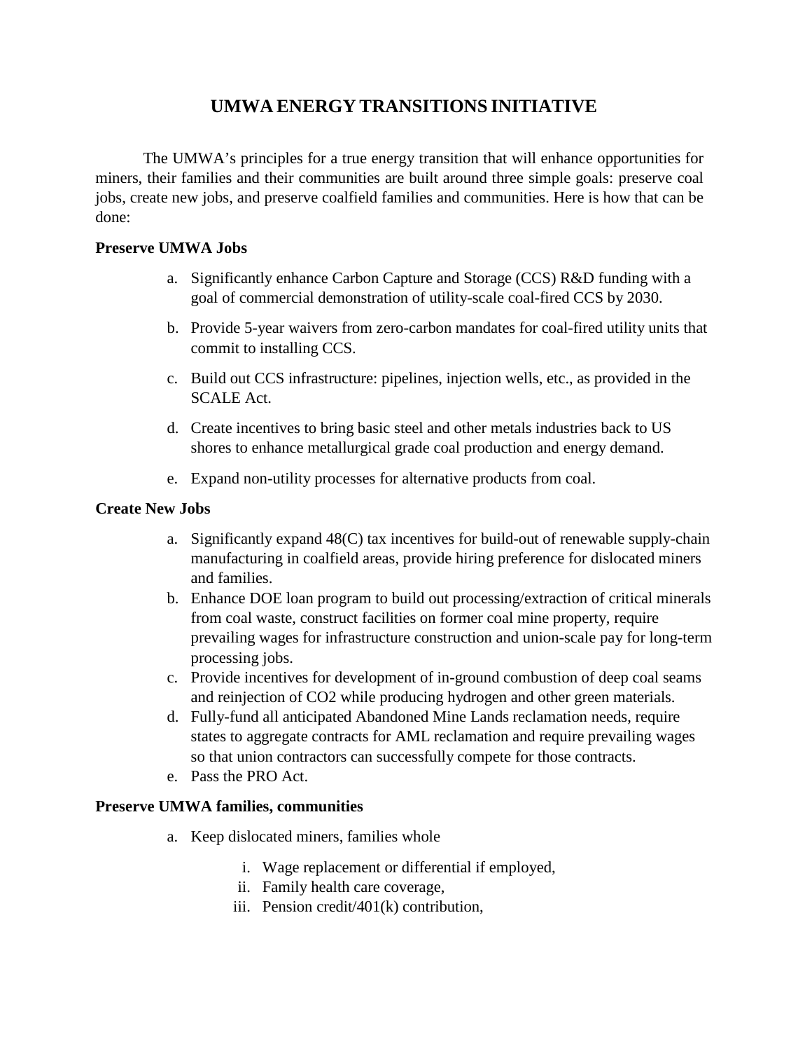# UMWA ENERGY TRANSITIONS INITIATIVE

The UMWA's principles for a true energy transition that will enhance opportunities for miners, their families and their communities are built around three simple goals: preserve coal jobs, create new jobs, and preserve coalfield families and communities. Here is how that can be done:

**Preserve UMWA Jobs**

a. Significantly enhance Carbon Capture and Storage (CCS) R&D funding with a goal of commercial demonstration of utility-scale coal-fired CCS by 2030.

b. Provide 5-year waivers from zero-carbon mandates for coal-fired utility units that commit to installing CCS.

c. Build out CCS infrastructure: pipelines, injection wells, etc., as provided in the SCALE Act.

d. Create incentives to bring basic steel and other metals industries back to US shores to enhance metallurgical grade coal production and energy demand.

e. Expand non-utility processes for alternative products from coal.

**Create New Jobs**

a. Significantly expand 48(C) tax incentives for build-out of renewable supply-chain manufacturing in coalfield areas, provide hiring preference for dislocated miners and families.
b. Enhance DOE loan program to build out processing/extraction of critical minerals from coal waste, construct facilities on former coal mine property, require prevailing wages for infrastructure construction and union-scale pay for long-term processing jobs.
c. Provide incentives for development of in-ground combustion of deep coal seams and reinjection of $CO_2$ while producing hydrogen and other green materials.
d. Fully-fund all anticipated Abandoned Mine Lands reclamation needs, require states to aggregate contracts for AML reclamation and require prevailing wages so that union contractors can successfully compete for those contracts.
e. Pass the PRO Act.

**Preserve UMWA families, communities**

a. Keep dislocated miners, families whole

   i. Wage replacement or differential if employed,
   ii. Family health care coverage,
   iii. Pension credit/401(k) contribution,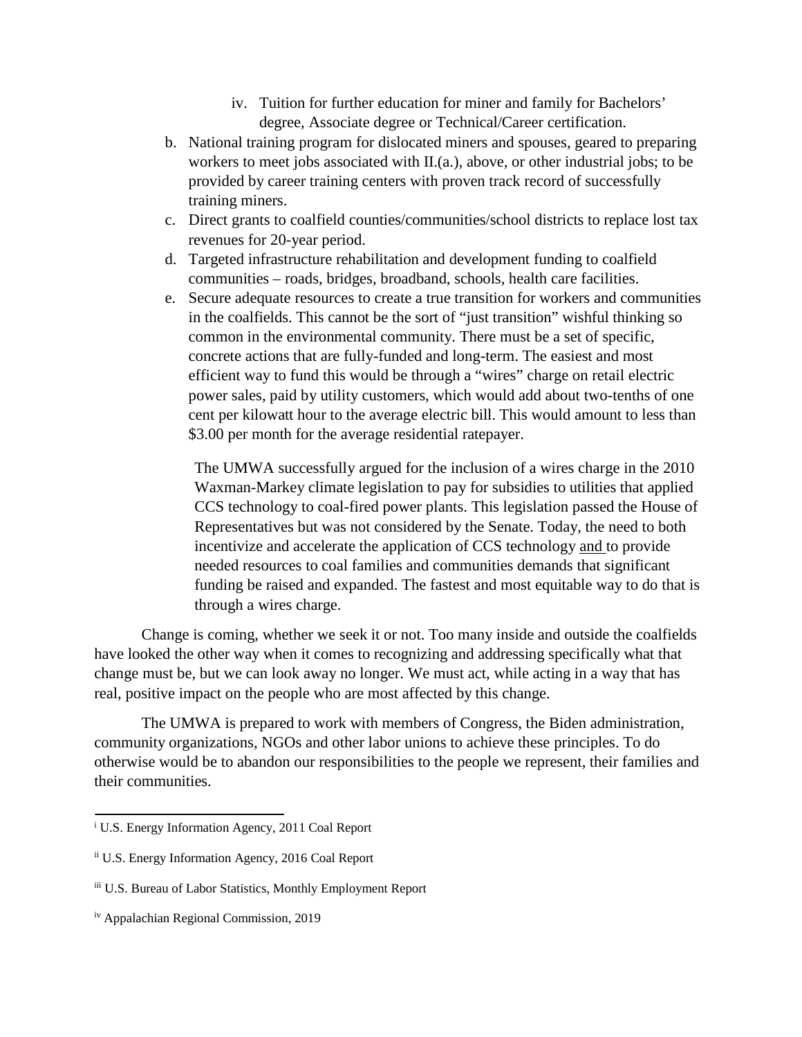iv. Tuition for further education for miner and family for Bachelors' degree, Associate degree or Technical/Career certification.

b. National training program for dislocated miners and spouses, geared to preparing workers to meet jobs associated with II.(a.), above, or other industrial jobs; to be provided by career training centers with proven track record of successfully training miners.
c. Direct grants to coalfield counties/communities/school districts to replace lost tax revenues for 20-year period.
d. Targeted infrastructure rehabilitation and development funding to coalfield communities – roads, bridges, broadband, schools, health care facilities.
e. Secure adequate resources to create a true transition for workers and communities in the coalfields. This cannot be the sort of "just transition" wishful thinking so common in the environmental community. There must be a set of specific, concrete actions that are fully-funded and long-term. The easiest and most efficient way to fund this would be through a "wires" charge on retail electric power sales, paid by utility customers, which would add about two-tenths of one cent per kilowatt hour to the average electric bill. This would amount to less than $3.00 per month for the average residential ratepayer.

   The UMWA successfully argued for the inclusion of a wires charge in the 2010 Waxman-Markey climate legislation to pay for subsidies to utilities that applied CCS technology to coal-fired power plants. This legislation passed the House of Representatives but was not considered by the Senate. Today, the need to both incentivize and accelerate the application of CCS technology <u>and</u> to provide needed resources to coal families and communities demands that significant funding be raised and expanded. The fastest and most equitable way to do that is through a wires charge.

Change is coming, whether we seek it or not. Too many inside and outside the coalfields have looked the other way when it comes to recognizing and addressing specifically what that change must be, but we can look away no longer. We must act, while acting in a way that has real, positive impact on the people who are most affected by this change.

The UMWA is prepared to work with members of Congress, the Biden administration, community organizations, NGOs and other labor unions to achieve these principles. To do otherwise would be to abandon our responsibilities to the people we represent, their families and their communities.

---

[i] U.S. Energy Information Agency, 2011 Coal Report

[ii] U.S. Energy Information Agency, 2016 Coal Report

[iii] U.S. Bureau of Labor Statistics, Monthly Employment Report

[iv] Appalachian Regional Commission, 2019